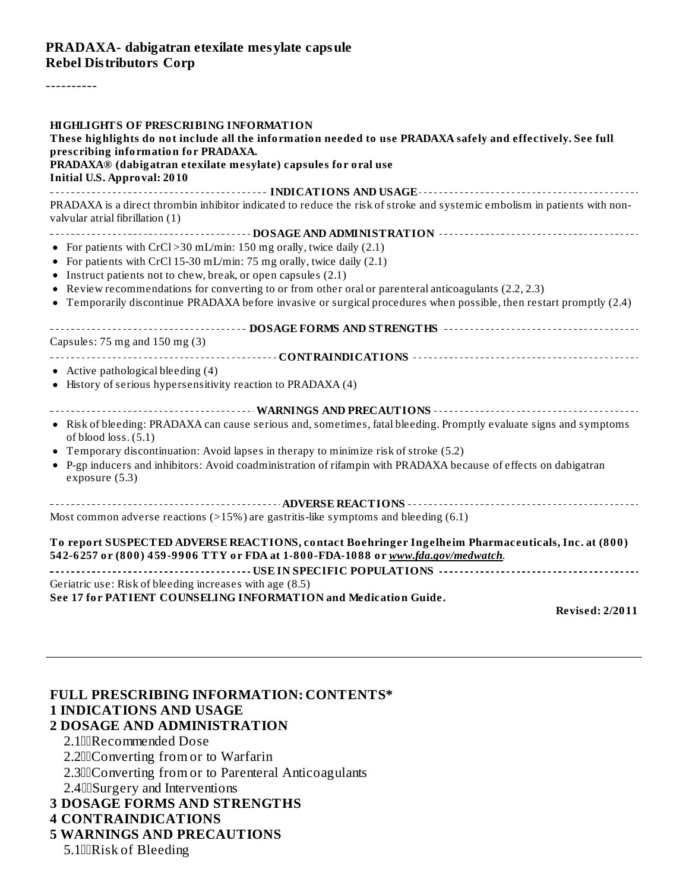**PRADAXA- dabigatran etexilate mesylate capsule**
**Rebel Distributors Corp**

----------

**HIGHLIGHTS OF PRESCRIBING INFORMATION**
**These highlights do not include all the information needed to use PRADAXA safely and effectively. See full prescribing information for PRADAXA.**
**PRADAXA® (dabigatran etexilate mesylate) capsules for oral use**
**Initial U.S. Approval: 2010**

**INDICATIONS AND USAGE**

PRADAXA is a direct thrombin inhibitor indicated to reduce the risk of stroke and systemic embolism in patients with non-valvular atrial fibrillation (1)

**DOSAGE AND ADMINISTRATION**

- For patients with CrCl >30 mL/min: 150 mg orally, twice daily (2.1)
- For patients with CrCl 15-30 mL/min: 75 mg orally, twice daily (2.1)
- Instruct patients not to chew, break, or open capsules (2.1)
- Review recommendations for converting to or from other oral or parenteral anticoagulants (2.2, 2.3)
- Temporarily discontinue PRADAXA before invasive or surgical procedures when possible, then restart promptly (2.4)

**DOSAGE FORMS AND STRENGTHS**

Capsules: 75 mg and 150 mg (3)

**CONTRAINDICATIONS**

- Active pathological bleeding (4)
- History of serious hypersensitivity reaction to PRADAXA (4)

**WARNINGS AND PRECAUTIONS**

- Risk of bleeding: PRADAXA can cause serious and, sometimes, fatal bleeding. Promptly evaluate signs and symptoms of blood loss. (5.1)
- Temporary discontinuation: Avoid lapses in therapy to minimize risk of stroke (5.2)
- P-gp inducers and inhibitors: Avoid coadministration of rifampin with PRADAXA because of effects on dabigatran exposure (5.3)

**ADVERSE REACTIONS**

Most common adverse reactions (>15%) are gastritis-like symptoms and bleeding (6.1)

**To report SUSPECTED ADVERSE REACTIONS, contact Boehringer Ingelheim Pharmaceuticals, Inc. at (800) 542-6257 or (800) 459-9906 TTY or FDA at 1-800-FDA-1088 or *www.fda.gov/medwatch*.**

**USE IN SPECIFIC POPULATIONS**

Geriatric use: Risk of bleeding increases with age (8.5)

**See 17 for PATIENT COUNSELING INFORMATION and Medication Guide.**

**Revised: 2/2011**

---

**FULL PRESCRIBING INFORMATION: CONTENTS***

**1 INDICATIONS AND USAGE**

**2 DOSAGE AND ADMINISTRATION**

2.1 Recommended Dose
2.2 Converting from or to Warfarin
2.3 Converting from or to Parenteral Anticoagulants
2.4 Surgery and Interventions

**3 DOSAGE FORMS AND STRENGTHS**

**4 CONTRAINDICATIONS**

**5 WARNINGS AND PRECAUTIONS**

5.1 Risk of Bleeding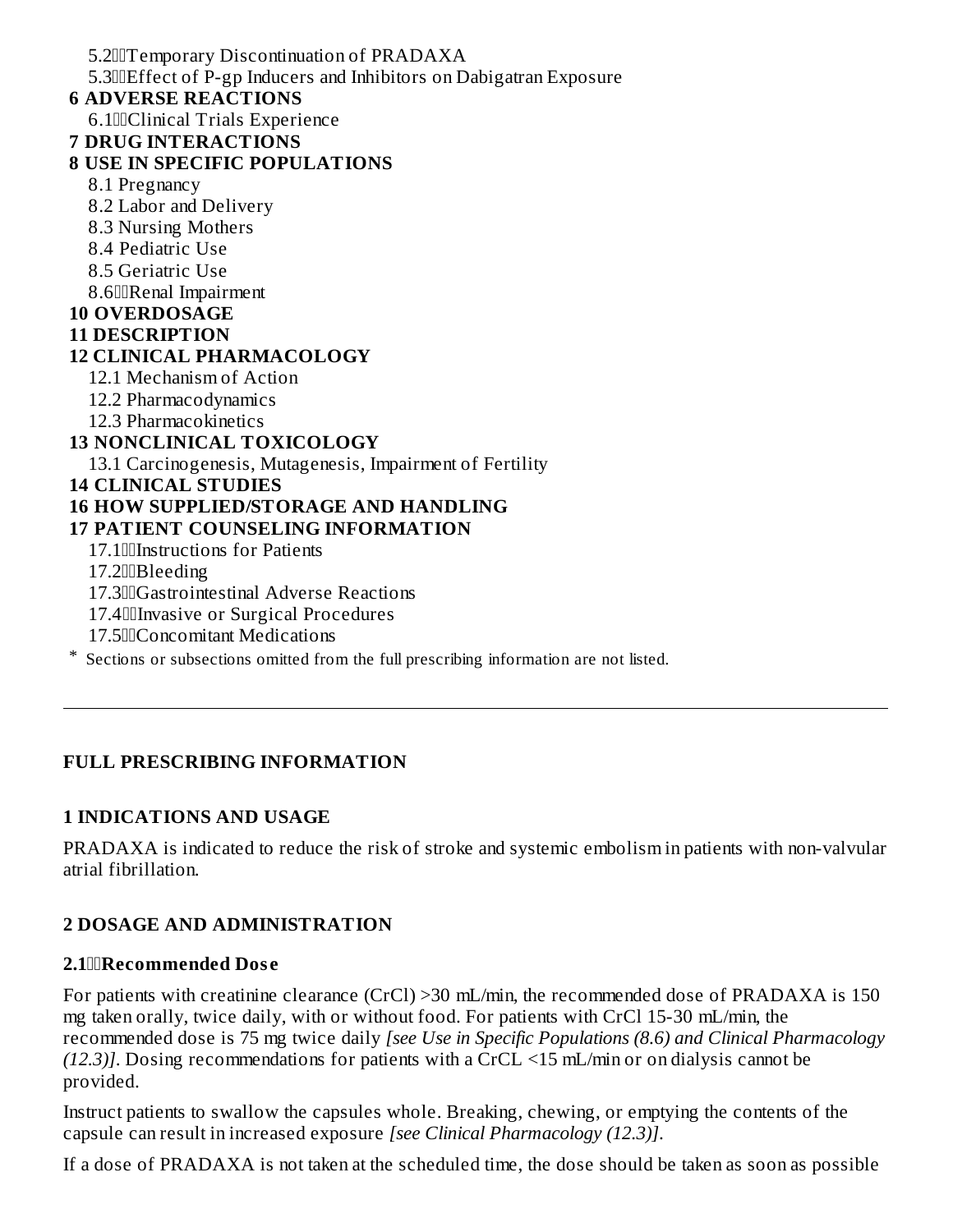5.2 Temporary Discontinuation of PRADAXA
5.3 Effect of P-gp Inducers and Inhibitors on Dabigatran Exposure

**6 ADVERSE REACTIONS**

6.1 Clinical Trials Experience

**7 DRUG INTERACTIONS**

**8 USE IN SPECIFIC POPULATIONS**

8.1 Pregnancy
8.2 Labor and Delivery
8.3 Nursing Mothers
8.4 Pediatric Use
8.5 Geriatric Use
8.6 Renal Impairment

**10 OVERDOSAGE**

**11 DESCRIPTION**

**12 CLINICAL PHARMACOLOGY**

12.1 Mechanism of Action
12.2 Pharmacodynamics
12.3 Pharmacokinetics

**13 NONCLINICAL TOXICOLOGY**

13.1 Carcinogenesis, Mutagenesis, Impairment of Fertility

**14 CLINICAL STUDIES**

**16 HOW SUPPLIED/STORAGE AND HANDLING**

**17 PATIENT COUNSELING INFORMATION**

17.1 Instructions for Patients
17.2 Bleeding
17.3 Gastrointestinal Adverse Reactions
17.4 Invasive or Surgical Procedures
17.5 Concomitant Medications

* Sections or subsections omitted from the full prescribing information are not listed.

---

## FULL PRESCRIBING INFORMATION

## 1 INDICATIONS AND USAGE

PRADAXA is indicated to reduce the risk of stroke and systemic embolism in patients with non-valvular atrial fibrillation.

## 2 DOSAGE AND ADMINISTRATION

### 2.1 Recommended Dose

For patients with creatinine clearance (CrCl) >30 mL/min, the recommended dose of PRADAXA is 150 mg taken orally, twice daily, with or without food. For patients with CrCl 15-30 mL/min, the recommended dose is 75 mg twice daily *[see Use in Specific Populations (8.6) and Clinical Pharmacology (12.3)]*. Dosing recommendations for patients with a CrCL <15 mL/min or on dialysis cannot be provided.

Instruct patients to swallow the capsules whole. Breaking, chewing, or emptying the contents of the capsule can result in increased exposure *[see Clinical Pharmacology (12.3)]*.

If a dose of PRADAXA is not taken at the scheduled time, the dose should be taken as soon as possible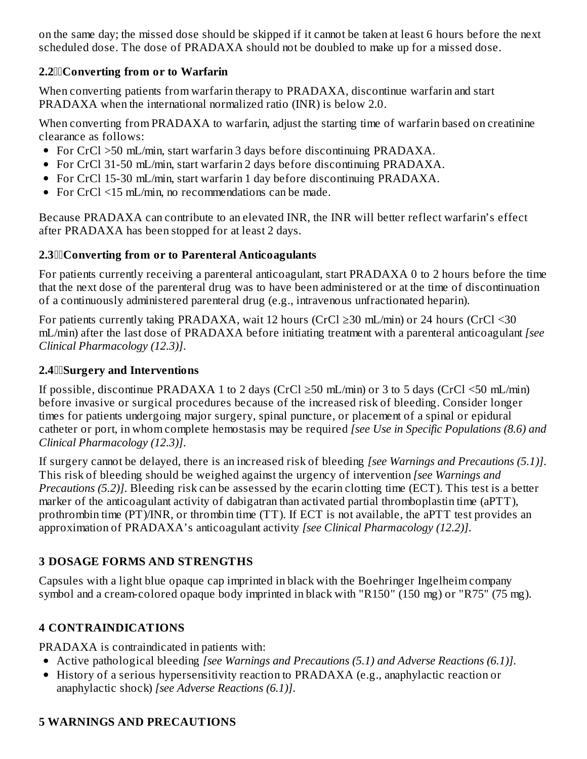on the same day; the missed dose should be skipped if it cannot be taken at least 6 hours before the next scheduled dose. The dose of PRADAXA should not be doubled to make up for a missed dose.

### 2.2 Converting from or to Warfarin

When converting patients from warfarin therapy to PRADAXA, discontinue warfarin and start PRADAXA when the international normalized ratio (INR) is below 2.0.

When converting from PRADAXA to warfarin, adjust the starting time of warfarin based on creatinine clearance as follows:

- For CrCl >50 mL/min, start warfarin 3 days before discontinuing PRADAXA.
- For CrCl 31-50 mL/min, start warfarin 2 days before discontinuing PRADAXA.
- For CrCl 15-30 mL/min, start warfarin 1 day before discontinuing PRADAXA.
- For CrCl <15 mL/min, no recommendations can be made.

Because PRADAXA can contribute to an elevated INR, the INR will better reflect warfarin's effect after PRADAXA has been stopped for at least 2 days.

### 2.3 Converting from or to Parenteral Anticoagulants

For patients currently receiving a parenteral anticoagulant, start PRADAXA 0 to 2 hours before the time that the next dose of the parenteral drug was to have been administered or at the time of discontinuation of a continuously administered parenteral drug (e.g., intravenous unfractionated heparin).

For patients currently taking PRADAXA, wait 12 hours (CrCl ≥30 mL/min) or 24 hours (CrCl <30 mL/min) after the last dose of PRADAXA before initiating treatment with a parenteral anticoagulant *[see Clinical Pharmacology (12.3)]*.

### 2.4 Surgery and Interventions

If possible, discontinue PRADAXA 1 to 2 days (CrCl ≥50 mL/min) or 3 to 5 days (CrCl <50 mL/min) before invasive or surgical procedures because of the increased risk of bleeding. Consider longer times for patients undergoing major surgery, spinal puncture, or placement of a spinal or epidural catheter or port, in whom complete hemostasis may be required *[see Use in Specific Populations (8.6) and Clinical Pharmacology (12.3)]*.

If surgery cannot be delayed, there is an increased risk of bleeding *[see Warnings and Precautions (5.1)]*. This risk of bleeding should be weighed against the urgency of intervention *[see Warnings and Precautions (5.2)]*. Bleeding risk can be assessed by the ecarin clotting time (ECT). This test is a better marker of the anticoagulant activity of dabigatran than activated partial thromboplastin time (aPTT), prothrombin time (PT)/INR, or thrombin time (TT). If ECT is not available, the aPTT test provides an approximation of PRADAXA's anticoagulant activity *[see Clinical Pharmacology (12.2)]*.

## 3 DOSAGE FORMS AND STRENGTHS

Capsules with a light blue opaque cap imprinted in black with the Boehringer Ingelheim company symbol and a cream-colored opaque body imprinted in black with "R150" (150 mg) or "R75" (75 mg).

## 4 CONTRAINDICATIONS

PRADAXA is contraindicated in patients with:

- Active pathological bleeding *[see Warnings and Precautions (5.1) and Adverse Reactions (6.1)]*.
- History of a serious hypersensitivity reaction to PRADAXA (e.g., anaphylactic reaction or anaphylactic shock) *[see Adverse Reactions (6.1)]*.

## 5 WARNINGS AND PRECAUTIONS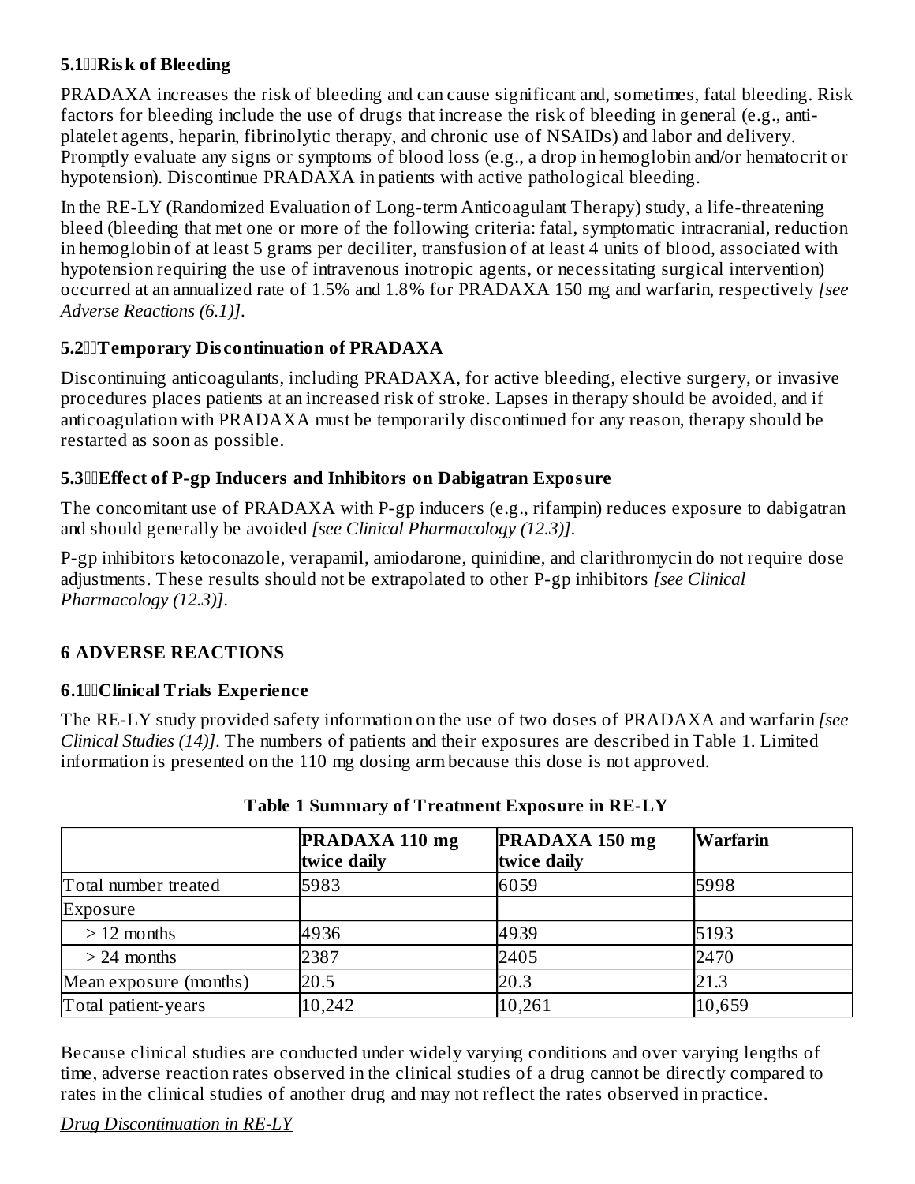### 5.1 Risk of Bleeding

PRADAXA increases the risk of bleeding and can cause significant and, sometimes, fatal bleeding. Risk factors for bleeding include the use of drugs that increase the risk of bleeding in general (e.g., anti-platelet agents, heparin, fibrinolytic therapy, and chronic use of NSAIDs) and labor and delivery. Promptly evaluate any signs or symptoms of blood loss (e.g., a drop in hemoglobin and/or hematocrit or hypotension). Discontinue PRADAXA in patients with active pathological bleeding.

In the RE-LY (Randomized Evaluation of Long-term Anticoagulant Therapy) study, a life-threatening bleed (bleeding that met one or more of the following criteria: fatal, symptomatic intracranial, reduction in hemoglobin of at least 5 grams per deciliter, transfusion of at least 4 units of blood, associated with hypotension requiring the use of intravenous inotropic agents, or necessitating surgical intervention) occurred at an annualized rate of 1.5% and 1.8% for PRADAXA 150 mg and warfarin, respectively *[see Adverse Reactions (6.1)]*.

### 5.2 Temporary Discontinuation of PRADAXA

Discontinuing anticoagulants, including PRADAXA, for active bleeding, elective surgery, or invasive procedures places patients at an increased risk of stroke. Lapses in therapy should be avoided, and if anticoagulation with PRADAXA must be temporarily discontinued for any reason, therapy should be restarted as soon as possible.

### 5.3 Effect of P-gp Inducers and Inhibitors on Dabigatran Exposure

The concomitant use of PRADAXA with P-gp inducers (e.g., rifampin) reduces exposure to dabigatran and should generally be avoided *[see Clinical Pharmacology (12.3)]*.

P-gp inhibitors ketoconazole, verapamil, amiodarone, quinidine, and clarithromycin do not require dose adjustments. These results should not be extrapolated to other P-gp inhibitors *[see Clinical Pharmacology (12.3)]*.

## 6 ADVERSE REACTIONS

### 6.1 Clinical Trials Experience

The RE-LY study provided safety information on the use of two doses of PRADAXA and warfarin *[see Clinical Studies (14)]*. The numbers of patients and their exposures are described in Table 1. Limited information is presented on the 110 mg dosing arm because this dose is not approved.

**Table 1 Summary of Treatment Exposure in RE-LY**

| | PRADAXA 110 mg twice daily | PRADAXA 150 mg twice daily | Warfarin |
|---|---|---|---|
| Total number treated | 5983 | 6059 | 5998 |
| Exposure | | | |
| > 12 months | 4936 | 4939 | 5193 |
| > 24 months | 2387 | 2405 | 2470 |
| Mean exposure (months) | 20.5 | 20.3 | 21.3 |
| Total patient-years | 10,242 | 10,261 | 10,659 |

Because clinical studies are conducted under widely varying conditions and over varying lengths of time, adverse reaction rates observed in the clinical studies of a drug cannot be directly compared to rates in the clinical studies of another drug and may not reflect the rates observed in practice.

*Drug Discontinuation in RE-LY*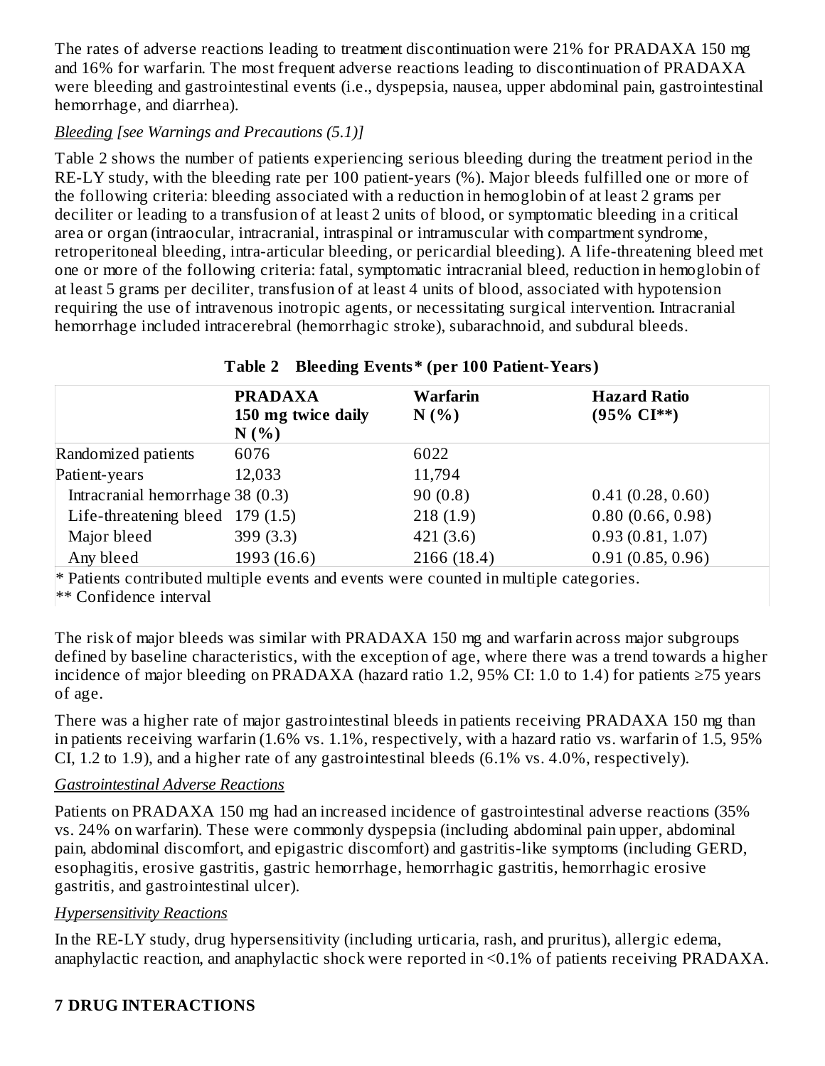The rates of adverse reactions leading to treatment discontinuation were 21% for PRADAXA 150 mg and 16% for warfarin. The most frequent adverse reactions leading to discontinuation of PRADAXA were bleeding and gastrointestinal events (i.e., dyspepsia, nausea, upper abdominal pain, gastrointestinal hemorrhage, and diarrhea).

*Bleeding [see Warnings and Precautions (5.1)]*

Table 2 shows the number of patients experiencing serious bleeding during the treatment period in the RE-LY study, with the bleeding rate per 100 patient-years (%). Major bleeds fulfilled one or more of the following criteria: bleeding associated with a reduction in hemoglobin of at least 2 grams per deciliter or leading to a transfusion of at least 2 units of blood, or symptomatic bleeding in a critical area or organ (intraocular, intracranial, intraspinal or intramuscular with compartment syndrome, retroperitoneal bleeding, intra-articular bleeding, or pericardial bleeding). A life-threatening bleed met one or more of the following criteria: fatal, symptomatic intracranial bleed, reduction in hemoglobin of at least 5 grams per deciliter, transfusion of at least 4 units of blood, associated with hypotension requiring the use of intravenous inotropic agents, or necessitating surgical intervention. Intracranial hemorrhage included intracerebral (hemorrhagic stroke), subarachnoid, and subdural bleeds.

**Table 2 Bleeding Events* (per 100 Patient-Years)**

| | **PRADAXA 150 mg twice daily N (%)** | **Warfarin N (%)** | **Hazard Ratio (95% CI**)** |
|---|---|---|---|
| Randomized patients | 6076 | 6022 | |
| Patient-years | 12,033 | 11,794 | |
| Intracranial hemorrhage | 38 (0.3) | 90 (0.8) | 0.41 (0.28, 0.60) |
| Life-threatening bleed | 179 (1.5) | 218 (1.9) | 0.80 (0.66, 0.98) |
| Major bleed | 399 (3.3) | 421 (3.6) | 0.93 (0.81, 1.07) |
| Any bleed | 1993 (16.6) | 2166 (18.4) | 0.91 (0.85, 0.96) |

\* Patients contributed multiple events and events were counted in multiple categories.
** Confidence interval

The risk of major bleeds was similar with PRADAXA 150 mg and warfarin across major subgroups defined by baseline characteristics, with the exception of age, where there was a trend towards a higher incidence of major bleeding on PRADAXA (hazard ratio 1.2, 95% CI: 1.0 to 1.4) for patients ≥75 years of age.

There was a higher rate of major gastrointestinal bleeds in patients receiving PRADAXA 150 mg than in patients receiving warfarin (1.6% vs. 1.1%, respectively, with a hazard ratio vs. warfarin of 1.5, 95% CI, 1.2 to 1.9), and a higher rate of any gastrointestinal bleeds (6.1% vs. 4.0%, respectively).

*Gastrointestinal Adverse Reactions*

Patients on PRADAXA 150 mg had an increased incidence of gastrointestinal adverse reactions (35% vs. 24% on warfarin). These were commonly dyspepsia (including abdominal pain upper, abdominal pain, abdominal discomfort, and epigastric discomfort) and gastritis-like symptoms (including GERD, esophagitis, erosive gastritis, gastric hemorrhage, hemorrhagic gastritis, hemorrhagic erosive gastritis, and gastrointestinal ulcer).

*Hypersensitivity Reactions*

In the RE-LY study, drug hypersensitivity (including urticaria, rash, and pruritus), allergic edema, anaphylactic reaction, and anaphylactic shock were reported in <0.1% of patients receiving PRADAXA.

## 7 DRUG INTERACTIONS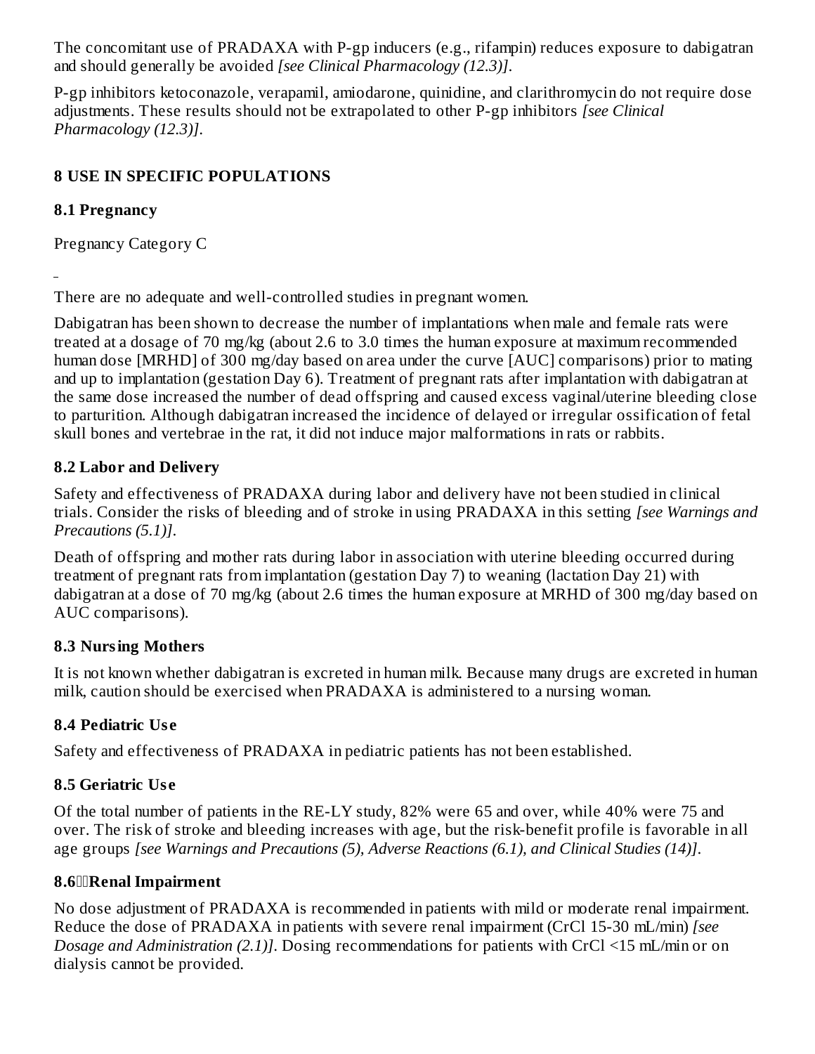The concomitant use of PRADAXA with P-gp inducers (e.g., rifampin) reduces exposure to dabigatran and should generally be avoided *[see Clinical Pharmacology (12.3)]*.

P-gp inhibitors ketoconazole, verapamil, amiodarone, quinidine, and clarithromycin do not require dose adjustments. These results should not be extrapolated to other P-gp inhibitors *[see Clinical Pharmacology (12.3)]*.

## 8 USE IN SPECIFIC POPULATIONS

### 8.1 Pregnancy

Pregnancy Category C

There are no adequate and well-controlled studies in pregnant women.

Dabigatran has been shown to decrease the number of implantations when male and female rats were treated at a dosage of 70 mg/kg (about 2.6 to 3.0 times the human exposure at maximum recommended human dose [MRHD] of 300 mg/day based on area under the curve [AUC] comparisons) prior to mating and up to implantation (gestation Day 6). Treatment of pregnant rats after implantation with dabigatran at the same dose increased the number of dead offspring and caused excess vaginal/uterine bleeding close to parturition. Although dabigatran increased the incidence of delayed or irregular ossification of fetal skull bones and vertebrae in the rat, it did not induce major malformations in rats or rabbits.

### 8.2 Labor and Delivery

Safety and effectiveness of PRADAXA during labor and delivery have not been studied in clinical trials. Consider the risks of bleeding and of stroke in using PRADAXA in this setting *[see Warnings and Precautions (5.1)]*.

Death of offspring and mother rats during labor in association with uterine bleeding occurred during treatment of pregnant rats from implantation (gestation Day 7) to weaning (lactation Day 21) with dabigatran at a dose of 70 mg/kg (about 2.6 times the human exposure at MRHD of 300 mg/day based on AUC comparisons).

### 8.3 Nursing Mothers

It is not known whether dabigatran is excreted in human milk. Because many drugs are excreted in human milk, caution should be exercised when PRADAXA is administered to a nursing woman.

### 8.4 Pediatric Use

Safety and effectiveness of PRADAXA in pediatric patients has not been established.

### 8.5 Geriatric Use

Of the total number of patients in the RE-LY study, 82% were 65 and over, while 40% were 75 and over. The risk of stroke and bleeding increases with age, but the risk-benefit profile is favorable in all age groups *[see Warnings and Precautions (5), Adverse Reactions (6.1), and Clinical Studies (14)]*.

### 8.6 Renal Impairment

No dose adjustment of PRADAXA is recommended in patients with mild or moderate renal impairment. Reduce the dose of PRADAXA in patients with severe renal impairment (CrCl 15-30 mL/min) *[see Dosage and Administration (2.1)]*. Dosing recommendations for patients with CrCl <15 mL/min or on dialysis cannot be provided.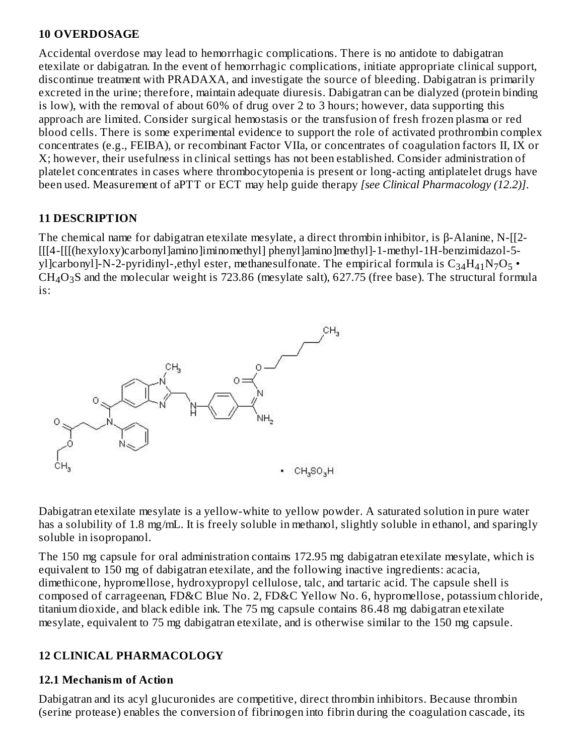## 10 OVERDOSAGE

Accidental overdose may lead to hemorrhagic complications. There is no antidote to dabigatran etexilate or dabigatran. In the event of hemorrhagic complications, initiate appropriate clinical support, discontinue treatment with PRADAXA, and investigate the source of bleeding. Dabigatran is primarily excreted in the urine; therefore, maintain adequate diuresis. Dabigatran can be dialyzed (protein binding is low), with the removal of about 60% of drug over 2 to 3 hours; however, data supporting this approach are limited. Consider surgical hemostasis or the transfusion of fresh frozen plasma or red blood cells. There is some experimental evidence to support the role of activated prothrombin complex concentrates (e.g., FEIBA), or recombinant Factor VIIa, or concentrates of coagulation factors II, IX or X; however, their usefulness in clinical settings has not been established. Consider administration of platelet concentrates in cases where thrombocytopenia is present or long-acting antiplatelet drugs have been used. Measurement of aPTT or ECT may help guide therapy *[see Clinical Pharmacology (12.2)]*.

## 11 DESCRIPTION

The chemical name for dabigatran etexilate mesylate, a direct thrombin inhibitor, is β-Alanine, N-[[2-[[[4-[[[(hexyloxy)carbonyl]amino]iminomethyl] phenyl]amino]methyl]-1-methyl-1H-benzimidazol-5-yl]carbonyl]-N-2-pyridinyl-,ethyl ester, methanesulfonate. The empirical formula is $C_{34}H_{41}N_7O_5$ • $CH_4O_3S$ and the molecular weight is 723.86 (mesylate salt), 627.75 (free base). The structural formula is:

Dabigatran etexilate mesylate is a yellow-white to yellow powder. A saturated solution in pure water has a solubility of 1.8 mg/mL. It is freely soluble in methanol, slightly soluble in ethanol, and sparingly soluble in isopropanol.

The 150 mg capsule for oral administration contains 172.95 mg dabigatran etexilate mesylate, which is equivalent to 150 mg of dabigatran etexilate, and the following inactive ingredients: acacia, dimethicone, hypromellose, hydroxypropyl cellulose, talc, and tartaric acid. The capsule shell is composed of carrageenan, FD&C Blue No. 2, FD&C Yellow No. 6, hypromellose, potassium chloride, titanium dioxide, and black edible ink. The 75 mg capsule contains 86.48 mg dabigatran etexilate mesylate, equivalent to 75 mg dabigatran etexilate, and is otherwise similar to the 150 mg capsule.

## 12 CLINICAL PHARMACOLOGY

### 12.1 Mechanism of Action

Dabigatran and its acyl glucuronides are competitive, direct thrombin inhibitors. Because thrombin (serine protease) enables the conversion of fibrinogen into fibrin during the coagulation cascade, its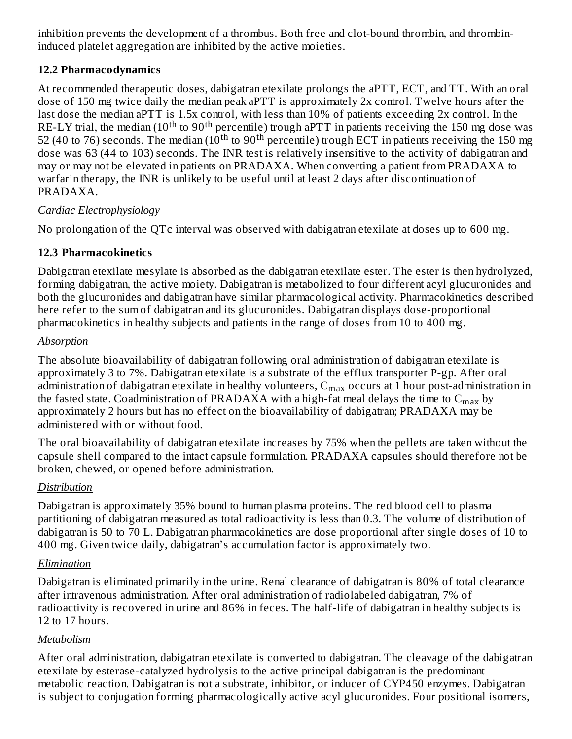inhibition prevents the development of a thrombus. Both free and clot-bound thrombin, and thrombin-induced platelet aggregation are inhibited by the active moieties.

### 12.2 Pharmacodynamics

At recommended therapeutic doses, dabigatran etexilate prolongs the aPTT, ECT, and TT. With an oral dose of 150 mg twice daily the median peak aPTT is approximately 2x control. Twelve hours after the last dose the median aPTT is 1.5x control, with less than 10% of patients exceeding 2x control. In the RE-LY trial, the median ($10^{th}$ to $90^{th}$ percentile) trough aPTT in patients receiving the 150 mg dose was 52 (40 to 76) seconds. The median ($10^{th}$ to $90^{th}$ percentile) trough ECT in patients receiving the 150 mg dose was 63 (44 to 103) seconds. The INR test is relatively insensitive to the activity of dabigatran and may or may not be elevated in patients on PRADAXA. When converting a patient from PRADAXA to warfarin therapy, the INR is unlikely to be useful until at least 2 days after discontinuation of PRADAXA.

*Cardiac Electrophysiology*

No prolongation of the QTc interval was observed with dabigatran etexilate at doses up to 600 mg.

### 12.3 Pharmacokinetics

Dabigatran etexilate mesylate is absorbed as the dabigatran etexilate ester. The ester is then hydrolyzed, forming dabigatran, the active moiety. Dabigatran is metabolized to four different acyl glucuronides and both the glucuronides and dabigatran have similar pharmacological activity. Pharmacokinetics described here refer to the sum of dabigatran and its glucuronides. Dabigatran displays dose-proportional pharmacokinetics in healthy subjects and patients in the range of doses from 10 to 400 mg.

*Absorption*

The absolute bioavailability of dabigatran following oral administration of dabigatran etexilate is approximately 3 to 7%. Dabigatran etexilate is a substrate of the efflux transporter P-gp. After oral administration of dabigatran etexilate in healthy volunteers, $C_{max}$ occurs at 1 hour post-administration in the fasted state. Coadministration of PRADAXA with a high-fat meal delays the time to $C_{max}$ by approximately 2 hours but has no effect on the bioavailability of dabigatran; PRADAXA may be administered with or without food.

The oral bioavailability of dabigatran etexilate increases by 75% when the pellets are taken without the capsule shell compared to the intact capsule formulation. PRADAXA capsules should therefore not be broken, chewed, or opened before administration.

*Distribution*

Dabigatran is approximately 35% bound to human plasma proteins. The red blood cell to plasma partitioning of dabigatran measured as total radioactivity is less than 0.3. The volume of distribution of dabigatran is 50 to 70 L. Dabigatran pharmacokinetics are dose proportional after single doses of 10 to 400 mg. Given twice daily, dabigatran's accumulation factor is approximately two.

*Elimination*

Dabigatran is eliminated primarily in the urine. Renal clearance of dabigatran is 80% of total clearance after intravenous administration. After oral administration of radiolabeled dabigatran, 7% of radioactivity is recovered in urine and 86% in feces. The half-life of dabigatran in healthy subjects is 12 to 17 hours.

*Metabolism*

After oral administration, dabigatran etexilate is converted to dabigatran. The cleavage of the dabigatran etexilate by esterase-catalyzed hydrolysis to the active principal dabigatran is the predominant metabolic reaction. Dabigatran is not a substrate, inhibitor, or inducer of CYP450 enzymes. Dabigatran is subject to conjugation forming pharmacologically active acyl glucuronides. Four positional isomers,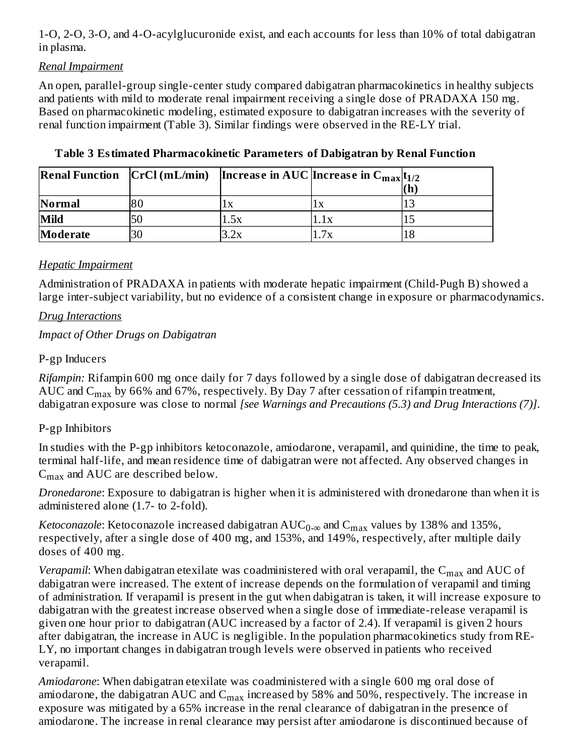1-O, 2-O, 3-O, and 4-O-acylglucuronide exist, and each accounts for less than 10% of total dabigatran in plasma.

*Renal Impairment*

An open, parallel-group single-center study compared dabigatran pharmacokinetics in healthy subjects and patients with mild to moderate renal impairment receiving a single dose of PRADAXA 150 mg. Based on pharmacokinetic modeling, estimated exposure to dabigatran increases with the severity of renal function impairment (Table 3). Similar findings were observed in the RE-LY trial.

**Table 3 Estimated Pharmacokinetic Parameters of Dabigatran by Renal Function**

| Renal Function | CrCl (mL/min) | Increase in AUC | Increase in $C_{max}$ | $t_{1/2}$ (h) |
|---|---|---|---|---|
| **Normal** | 80 | 1x | 1x | 13 |
| **Mild** | 50 | 1.5x | 1.1x | 15 |
| **Moderate** | 30 | 3.2x | 1.7x | 18 |

*Hepatic Impairment*

Administration of PRADAXA in patients with moderate hepatic impairment (Child-Pugh B) showed a large inter-subject variability, but no evidence of a consistent change in exposure or pharmacodynamics.

*Drug Interactions*

*Impact of Other Drugs on Dabigatran*

P-gp Inducers

*Rifampin:* Rifampin 600 mg once daily for 7 days followed by a single dose of dabigatran decreased its AUC and $C_{max}$ by 66% and 67%, respectively. By Day 7 after cessation of rifampin treatment, dabigatran exposure was close to normal *[see Warnings and Precautions (5.3) and Drug Interactions (7)]*.

P-gp Inhibitors

In studies with the P-gp inhibitors ketoconazole, amiodarone, verapamil, and quinidine, the time to peak, terminal half-life, and mean residence time of dabigatran were not affected. Any observed changes in $C_{max}$ and AUC are described below.

*Dronedarone*: Exposure to dabigatran is higher when it is administered with dronedarone than when it is administered alone (1.7- to 2-fold).

*Ketoconazole*: Ketoconazole increased dabigatran $AUC_{0-\infty}$ and $C_{max}$ values by 138% and 135%, respectively, after a single dose of 400 mg, and 153%, and 149%, respectively, after multiple daily doses of 400 mg.

*Verapamil*: When dabigatran etexilate was coadministered with oral verapamil, the $C_{max}$ and AUC of dabigatran were increased. The extent of increase depends on the formulation of verapamil and timing of administration. If verapamil is present in the gut when dabigatran is taken, it will increase exposure to dabigatran with the greatest increase observed when a single dose of immediate-release verapamil is given one hour prior to dabigatran (AUC increased by a factor of 2.4). If verapamil is given 2 hours after dabigatran, the increase in AUC is negligible. In the population pharmacokinetics study from RE-LY, no important changes in dabigatran trough levels were observed in patients who received verapamil.

*Amiodarone*: When dabigatran etexilate was coadministered with a single 600 mg oral dose of amiodarone, the dabigatran AUC and $C_{max}$ increased by 58% and 50%, respectively. The increase in exposure was mitigated by a 65% increase in the renal clearance of dabigatran in the presence of amiodarone. The increase in renal clearance may persist after amiodarone is discontinued because of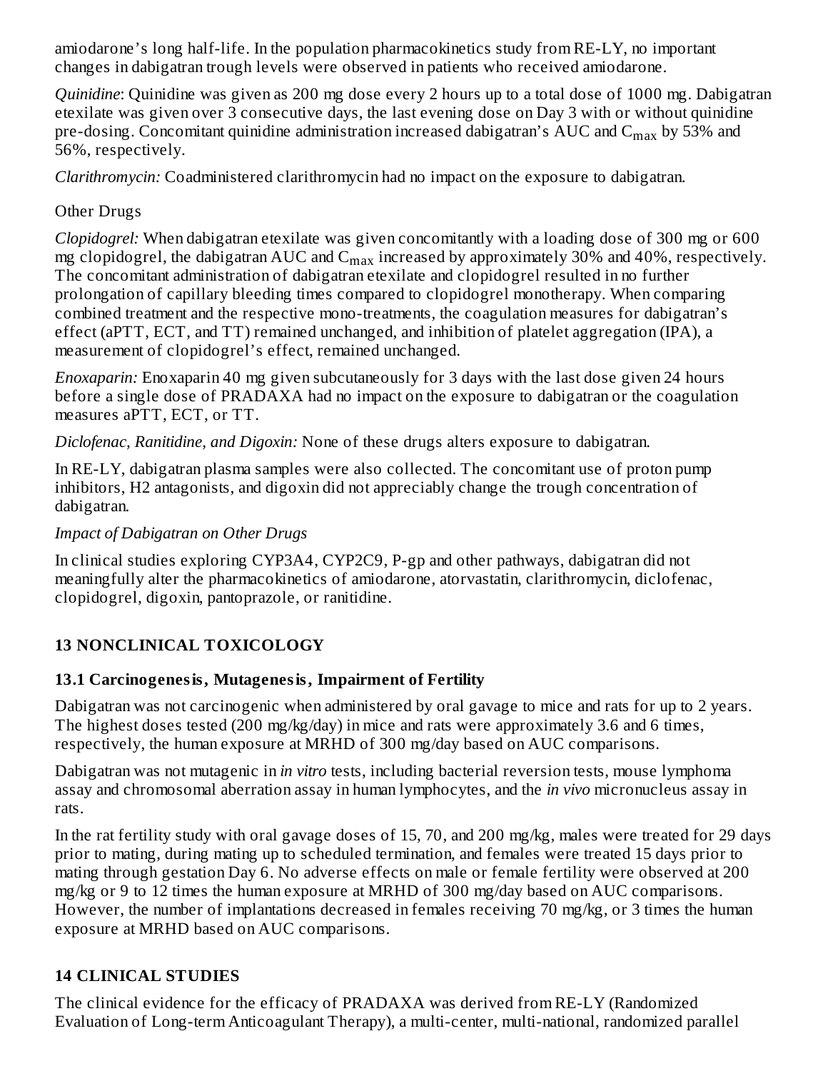amiodarone's long half-life. In the population pharmacokinetics study from RE-LY, no important changes in dabigatran trough levels were observed in patients who received amiodarone.

*Quinidine*: Quinidine was given as 200 mg dose every 2 hours up to a total dose of 1000 mg. Dabigatran etexilate was given over 3 consecutive days, the last evening dose on Day 3 with or without quinidine pre-dosing. Concomitant quinidine administration increased dabigatran's AUC and $C_{max}$ by 53% and 56%, respectively.

*Clarithromycin:* Coadministered clarithromycin had no impact on the exposure to dabigatran.

Other Drugs

*Clopidogrel:* When dabigatran etexilate was given concomitantly with a loading dose of 300 mg or 600 mg clopidogrel, the dabigatran AUC and $C_{max}$ increased by approximately 30% and 40%, respectively. The concomitant administration of dabigatran etexilate and clopidogrel resulted in no further prolongation of capillary bleeding times compared to clopidogrel monotherapy. When comparing combined treatment and the respective mono-treatments, the coagulation measures for dabigatran's effect (aPTT, ECT, and TT) remained unchanged, and inhibition of platelet aggregation (IPA), a measurement of clopidogrel's effect, remained unchanged.

*Enoxaparin:* Enoxaparin 40 mg given subcutaneously for 3 days with the last dose given 24 hours before a single dose of PRADAXA had no impact on the exposure to dabigatran or the coagulation measures aPTT, ECT, or TT.

*Diclofenac, Ranitidine, and Digoxin:* None of these drugs alters exposure to dabigatran.

In RE-LY, dabigatran plasma samples were also collected. The concomitant use of proton pump inhibitors, H2 antagonists, and digoxin did not appreciably change the trough concentration of dabigatran.

*Impact of Dabigatran on Other Drugs*

In clinical studies exploring CYP3A4, CYP2C9, P-gp and other pathways, dabigatran did not meaningfully alter the pharmacokinetics of amiodarone, atorvastatin, clarithromycin, diclofenac, clopidogrel, digoxin, pantoprazole, or ranitidine.

## 13 NONCLINICAL TOXICOLOGY

### 13.1 Carcinogenesis, Mutagenesis, Impairment of Fertility

Dabigatran was not carcinogenic when administered by oral gavage to mice and rats for up to 2 years. The highest doses tested (200 mg/kg/day) in mice and rats were approximately 3.6 and 6 times, respectively, the human exposure at MRHD of 300 mg/day based on AUC comparisons.

Dabigatran was not mutagenic in *in vitro* tests, including bacterial reversion tests, mouse lymphoma assay and chromosomal aberration assay in human lymphocytes, and the *in vivo* micronucleus assay in rats.

In the rat fertility study with oral gavage doses of 15, 70, and 200 mg/kg, males were treated for 29 days prior to mating, during mating up to scheduled termination, and females were treated 15 days prior to mating through gestation Day 6. No adverse effects on male or female fertility were observed at 200 mg/kg or 9 to 12 times the human exposure at MRHD of 300 mg/day based on AUC comparisons. However, the number of implantations decreased in females receiving 70 mg/kg, or 3 times the human exposure at MRHD based on AUC comparisons.

## 14 CLINICAL STUDIES

The clinical evidence for the efficacy of PRADAXA was derived from RE-LY (Randomized Evaluation of Long-term Anticoagulant Therapy), a multi-center, multi-national, randomized parallel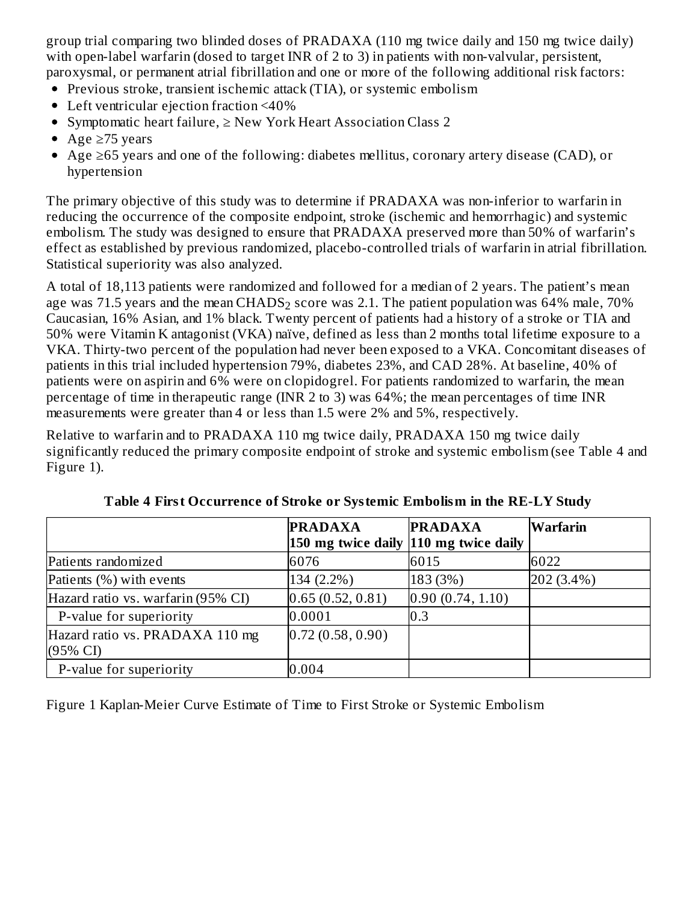group trial comparing two blinded doses of PRADAXA (110 mg twice daily and 150 mg twice daily) with open-label warfarin (dosed to target INR of 2 to 3) in patients with non-valvular, persistent, paroxysmal, or permanent atrial fibrillation and one or more of the following additional risk factors:

- Previous stroke, transient ischemic attack (TIA), or systemic embolism
- Left ventricular ejection fraction <40%
- Symptomatic heart failure, ≥ New York Heart Association Class 2
- Age ≥75 years
- Age ≥65 years and one of the following: diabetes mellitus, coronary artery disease (CAD), or hypertension

The primary objective of this study was to determine if PRADAXA was non-inferior to warfarin in reducing the occurrence of the composite endpoint, stroke (ischemic and hemorrhagic) and systemic embolism. The study was designed to ensure that PRADAXA preserved more than 50% of warfarin's effect as established by previous randomized, placebo-controlled trials of warfarin in atrial fibrillation. Statistical superiority was also analyzed.

A total of 18,113 patients were randomized and followed for a median of 2 years. The patient's mean age was 71.5 years and the mean $CHADS_2$ score was 2.1. The patient population was 64% male, 70% Caucasian, 16% Asian, and 1% black. Twenty percent of patients had a history of a stroke or TIA and 50% were Vitamin K antagonist (VKA) naïve, defined as less than 2 months total lifetime exposure to a VKA. Thirty-two percent of the population had never been exposed to a VKA. Concomitant diseases of patients in this trial included hypertension 79%, diabetes 23%, and CAD 28%. At baseline, 40% of patients were on aspirin and 6% were on clopidogrel. For patients randomized to warfarin, the mean percentage of time in therapeutic range (INR 2 to 3) was 64%; the mean percentages of time INR measurements were greater than 4 or less than 1.5 were 2% and 5%, respectively.

Relative to warfarin and to PRADAXA 110 mg twice daily, PRADAXA 150 mg twice daily significantly reduced the primary composite endpoint of stroke and systemic embolism (see Table 4 and Figure 1).

**Table 4 First Occurrence of Stroke or Systemic Embolism in the RE-LY Study**

| | **PRADAXA 150 mg twice daily** | **PRADAXA 110 mg twice daily** | **Warfarin** |
|---|---|---|---|
| Patients randomized | 6076 | 6015 | 6022 |
| Patients (%) with events | 134 (2.2%) | 183 (3%) | 202 (3.4%) |
| Hazard ratio vs. warfarin (95% CI) | 0.65 (0.52, 0.81) | 0.90 (0.74, 1.10) | |
| P-value for superiority | 0.0001 | 0.3 | |
| Hazard ratio vs. PRADAXA 110 mg (95% CI) | 0.72 (0.58, 0.90) | | |
| P-value for superiority | 0.004 | | |

Figure 1 Kaplan-Meier Curve Estimate of Time to First Stroke or Systemic Embolism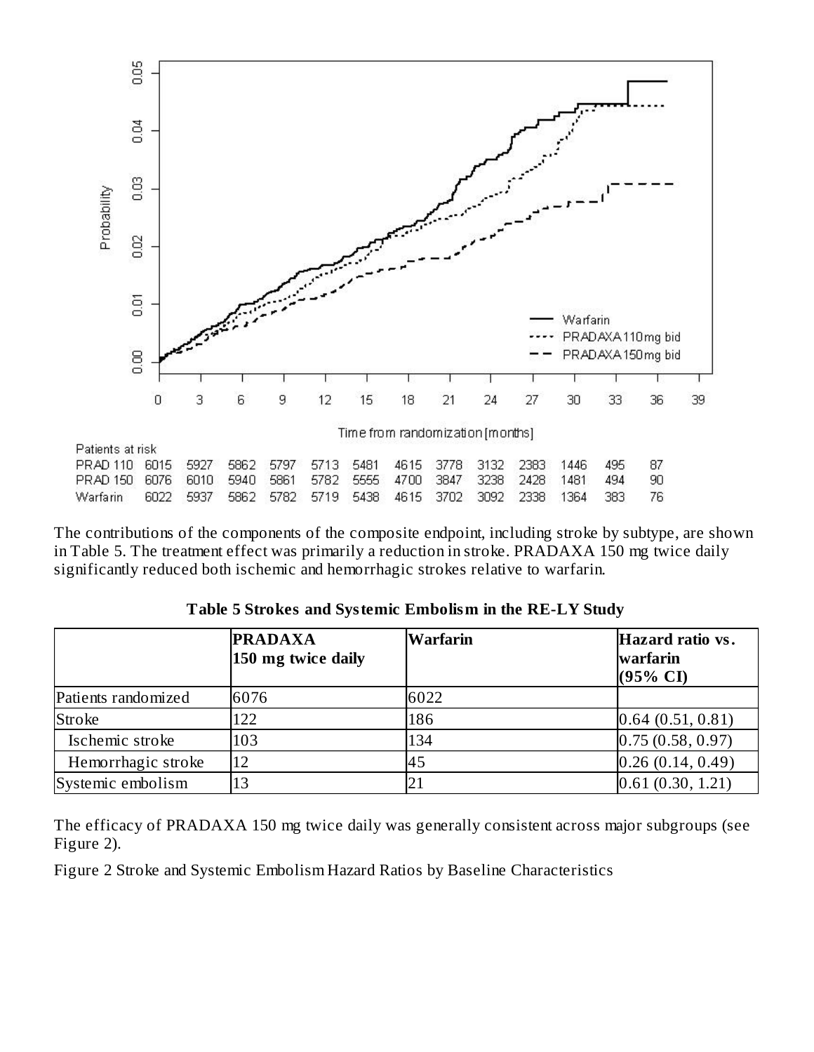| Patients at risk | 0 | 3 | 6 | 9 | 12 | 15 | 18 | 21 | 24 | 27 | 30 | 33 | 36 |
|---|---|---|---|---|---|---|---|---|---|---|---|---|---|
| PRAD 110 | 6015 | 5927 | 5862 | 5797 | 5713 | 5481 | 4615 | 3778 | 3132 | 2383 | 1446 | 495 | 87 |
| PRAD 150 | 6076 | 6010 | 5940 | 5861 | 5782 | 5555 | 4700 | 3847 | 3238 | 2428 | 1481 | 494 | 90 |
| Warfarin | 6022 | 5937 | 5862 | 5782 | 5719 | 5438 | 4615 | 3702 | 3092 | 2338 | 1364 | 383 | 76 |

The contributions of the components of the composite endpoint, including stroke by subtype, are shown in Table 5. The treatment effect was primarily a reduction in stroke. PRADAXA 150 mg twice daily significantly reduced both ischemic and hemorrhagic strokes relative to warfarin.

**Table 5 Strokes and Systemic Embolism in the RE-LY Study**

| | **PRADAXA 150 mg twice daily** | **Warfarin** | **Hazard ratio vs. warfarin (95% CI)** |
|---|---|---|---|
| Patients randomized | 6076 | 6022 | |
| Stroke | 122 | 186 | 0.64 (0.51, 0.81) |
| Ischemic stroke | 103 | 134 | 0.75 (0.58, 0.97) |
| Hemorrhagic stroke | 12 | 45 | 0.26 (0.14, 0.49) |
| Systemic embolism | 13 | 21 | 0.61 (0.30, 1.21) |

The efficacy of PRADAXA 150 mg twice daily was generally consistent across major subgroups (see Figure 2).

Figure 2 Stroke and Systemic Embolism Hazard Ratios by Baseline Characteristics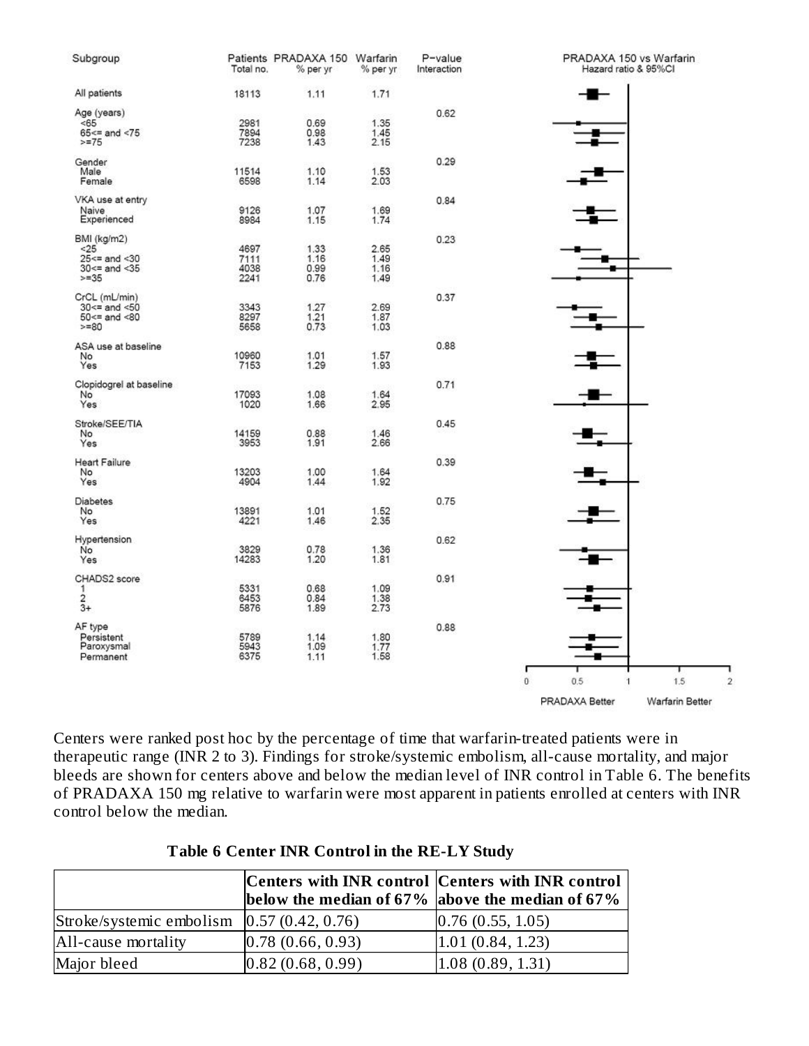| Subgroup | Patients Total no. | PRADAXA 150 % per yr | Warfarin % per yr | P-value Interaction |
|---|---|---|---|---|
| All patients | 18113 | 1.11 | 1.71 | |
| Age (years) | | | | 0.62 |
| <65 | 2981 | 0.69 | 1.35 | |
| 65<= and <75 | 7894 | 0.98 | 1.45 | |
| >=75 | 7238 | 1.43 | 2.15 | |
| Gender | | | | 0.29 |
| Male | 11514 | 1.10 | 1.53 | |
| Female | 6598 | 1.14 | 2.03 | |
| VKA use at entry | | | | 0.84 |
| Naive | 9126 | 1.07 | 1.69 | |
| Experienced | 8984 | 1.15 | 1.74 | |
| BMI (kg/m2) | | | | 0.23 |
| <25 | 4697 | 1.33 | 2.65 | |
| 25<= and <30 | 7111 | 1.16 | 1.49 | |
| 30<= and <35 | 4038 | 0.99 | 1.16 | |
| >=35 | 2241 | 0.76 | 1.49 | |
| CrCL (mL/min) | | | | 0.37 |
| 30<= and <50 | 3343 | 1.27 | 2.69 | |
| 50<= and <80 | 8297 | 1.21 | 1.87 | |
| >=80 | 5658 | 0.73 | 1.03 | |
| ASA use at baseline | | | | 0.88 |
| No | 10960 | 1.01 | 1.57 | |
| Yes | 7153 | 1.29 | 1.93 | |
| Clopidogrel at baseline | | | | 0.71 |
| No | 17093 | 1.08 | 1.64 | |
| Yes | 1020 | 1.66 | 2.95 | |
| Stroke/SEE/TIA | | | | 0.45 |
| No | 14159 | 0.88 | 1.46 | |
| Yes | 3953 | 1.91 | 2.66 | |
| Heart Failure | | | | 0.39 |
| No | 13203 | 1.00 | 1.64 | |
| Yes | 4904 | 1.44 | 1.92 | |
| Diabetes | | | | 0.75 |
| No | 13891 | 1.01 | 1.52 | |
| Yes | 4221 | 1.46 | 2.35 | |
| Hypertension | | | | 0.62 |
| No | 3829 | 0.78 | 1.36 | |
| Yes | 14283 | 1.20 | 1.81 | |
| CHADS2 score | | | | 0.91 |
| 1 | 5331 | 0.68 | 1.09 | |
| 2 | 6453 | 0.84 | 1.38 | |
| 3+ | 5876 | 1.89 | 2.73 | |
| AF type | | | | 0.88 |
| Persistent | 5789 | 1.14 | 1.80 | |
| Paroxysmal | 5943 | 1.09 | 1.77 | |
| Permanent | 6375 | 1.11 | 1.58 | |

PRADAXA 150 vs Warfarin Hazard ratio & 95%CI

0 0.5 1 1.5 2

PRADAXA Better Warfarin Better

Centers were ranked post hoc by the percentage of time that warfarin-treated patients were in therapeutic range (INR 2 to 3). Findings for stroke/systemic embolism, all-cause mortality, and major bleeds are shown for centers above and below the median level of INR control in Table 6. The benefits of PRADAXA 150 mg relative to warfarin were most apparent in patients enrolled at centers with INR control below the median.

**Table 6 Center INR Control in the RE-LY Study**

| | **Centers with INR control below the median of 67%** | **Centers with INR control above the median of 67%** |
|---|---|---|
| Stroke/systemic embolism | 0.57 (0.42, 0.76) | 0.76 (0.55, 1.05) |
| All-cause mortality | 0.78 (0.66, 0.93) | 1.01 (0.84, 1.23) |
| Major bleed | 0.82 (0.68, 0.99) | 1.08 (0.89, 1.31) |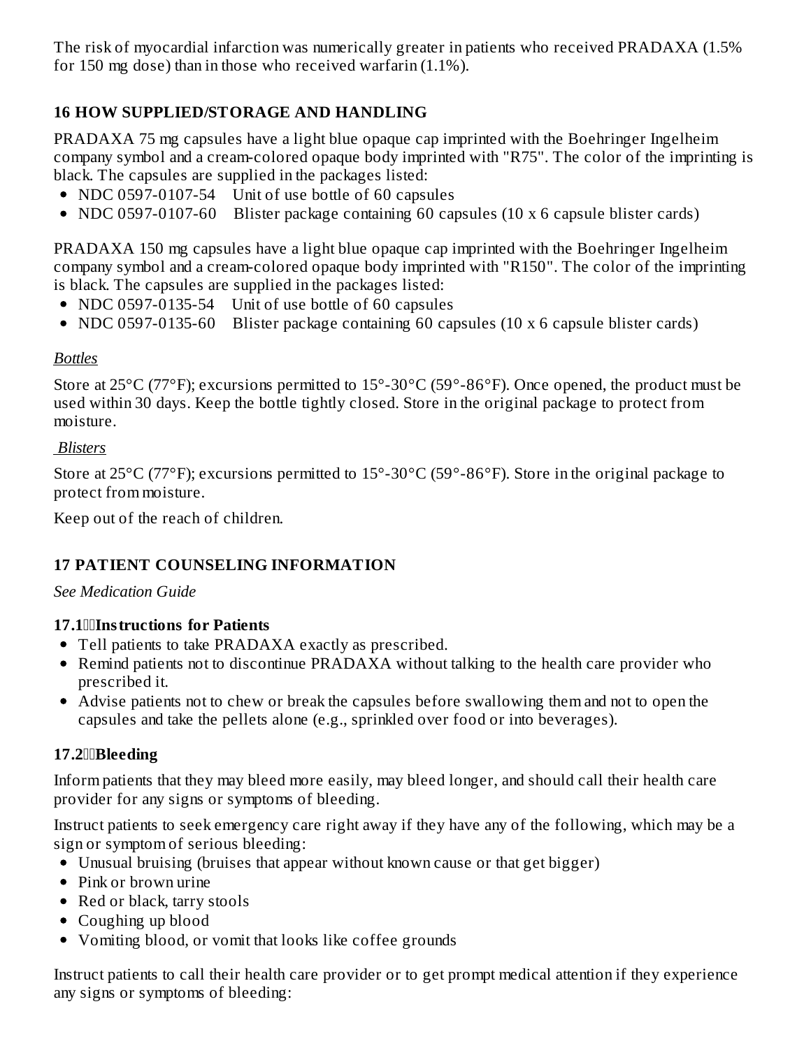The risk of myocardial infarction was numerically greater in patients who received PRADAXA (1.5% for 150 mg dose) than in those who received warfarin (1.1%).

## 16 HOW SUPPLIED/STORAGE AND HANDLING

PRADAXA 75 mg capsules have a light blue opaque cap imprinted with the Boehringer Ingelheim company symbol and a cream-colored opaque body imprinted with "R75". The color of the imprinting is black. The capsules are supplied in the packages listed:

- NDC 0597-0107-54 Unit of use bottle of 60 capsules
- NDC 0597-0107-60 Blister package containing 60 capsules (10 x 6 capsule blister cards)

PRADAXA 150 mg capsules have a light blue opaque cap imprinted with the Boehringer Ingelheim company symbol and a cream-colored opaque body imprinted with "R150". The color of the imprinting is black. The capsules are supplied in the packages listed:

- NDC 0597-0135-54 Unit of use bottle of 60 capsules
- NDC 0597-0135-60 Blister package containing 60 capsules (10 x 6 capsule blister cards)

*Bottles*

Store at 25°C (77°F); excursions permitted to 15°-30°C (59°-86°F). Once opened, the product must be used within 30 days. Keep the bottle tightly closed. Store in the original package to protect from moisture.

*Blisters*

Store at 25°C (77°F); excursions permitted to 15°-30°C (59°-86°F). Store in the original package to protect from moisture.

Keep out of the reach of children.

## 17 PATIENT COUNSELING INFORMATION

*See Medication Guide*

### 17.1 Instructions for Patients

- Tell patients to take PRADAXA exactly as prescribed.
- Remind patients not to discontinue PRADAXA without talking to the health care provider who prescribed it.
- Advise patients not to chew or break the capsules before swallowing them and not to open the capsules and take the pellets alone (e.g., sprinkled over food or into beverages).

### 17.2 Bleeding

Inform patients that they may bleed more easily, may bleed longer, and should call their health care provider for any signs or symptoms of bleeding.

Instruct patients to seek emergency care right away if they have any of the following, which may be a sign or symptom of serious bleeding:

- Unusual bruising (bruises that appear without known cause or that get bigger)
- Pink or brown urine
- Red or black, tarry stools
- Coughing up blood
- Vomiting blood, or vomit that looks like coffee grounds

Instruct patients to call their health care provider or to get prompt medical attention if they experience any signs or symptoms of bleeding: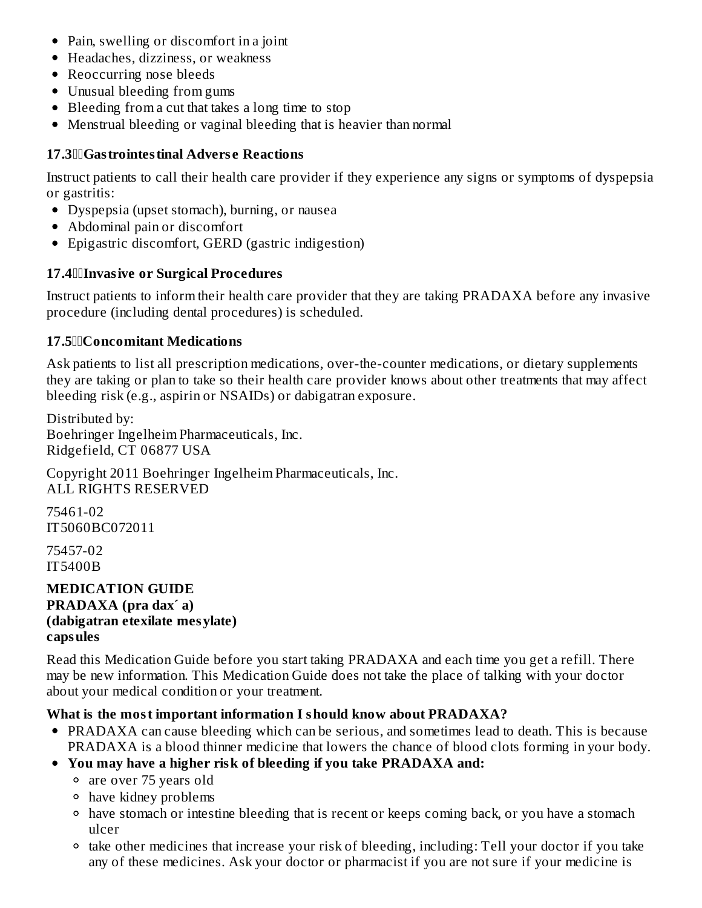- Pain, swelling or discomfort in a joint
- Headaches, dizziness, or weakness
- Reoccurring nose bleeds
- Unusual bleeding from gums
- Bleeding from a cut that takes a long time to stop
- Menstrual bleeding or vaginal bleeding that is heavier than normal

### 17.3 Gastrointestinal Adverse Reactions

Instruct patients to call their health care provider if they experience any signs or symptoms of dyspepsia or gastritis:

- Dyspepsia (upset stomach), burning, or nausea
- Abdominal pain or discomfort
- Epigastric discomfort, GERD (gastric indigestion)

### 17.4 Invasive or Surgical Procedures

Instruct patients to inform their health care provider that they are taking PRADAXA before any invasive procedure (including dental procedures) is scheduled.

### 17.5 Concomitant Medications

Ask patients to list all prescription medications, over-the-counter medications, or dietary supplements they are taking or plan to take so their health care provider knows about other treatments that may affect bleeding risk (e.g., aspirin or NSAIDs) or dabigatran exposure.

Distributed by:
Boehringer Ingelheim Pharmaceuticals, Inc.
Ridgefield, CT 06877 USA

Copyright 2011 Boehringer Ingelheim Pharmaceuticals, Inc.
ALL RIGHTS RESERVED

75461-02
IT5060BC072011

75457-02
IT5400B

**MEDICATION GUIDE**
**PRADAXA (pra dax´ a)**
**(dabigatran etexilate mesylate)**
**capsules**

Read this Medication Guide before you start taking PRADAXA and each time you get a refill. There may be new information. This Medication Guide does not take the place of talking with your doctor about your medical condition or your treatment.

**What is the most important information I should know about PRADAXA?**

- PRADAXA can cause bleeding which can be serious, and sometimes lead to death. This is because PRADAXA is a blood thinner medicine that lowers the chance of blood clots forming in your body.
- **You may have a higher risk of bleeding if you take PRADAXA and:**
  - are over 75 years old
  - have kidney problems
  - have stomach or intestine bleeding that is recent or keeps coming back, or you have a stomach ulcer
  - take other medicines that increase your risk of bleeding, including: Tell your doctor if you take any of these medicines. Ask your doctor or pharmacist if you are not sure if your medicine is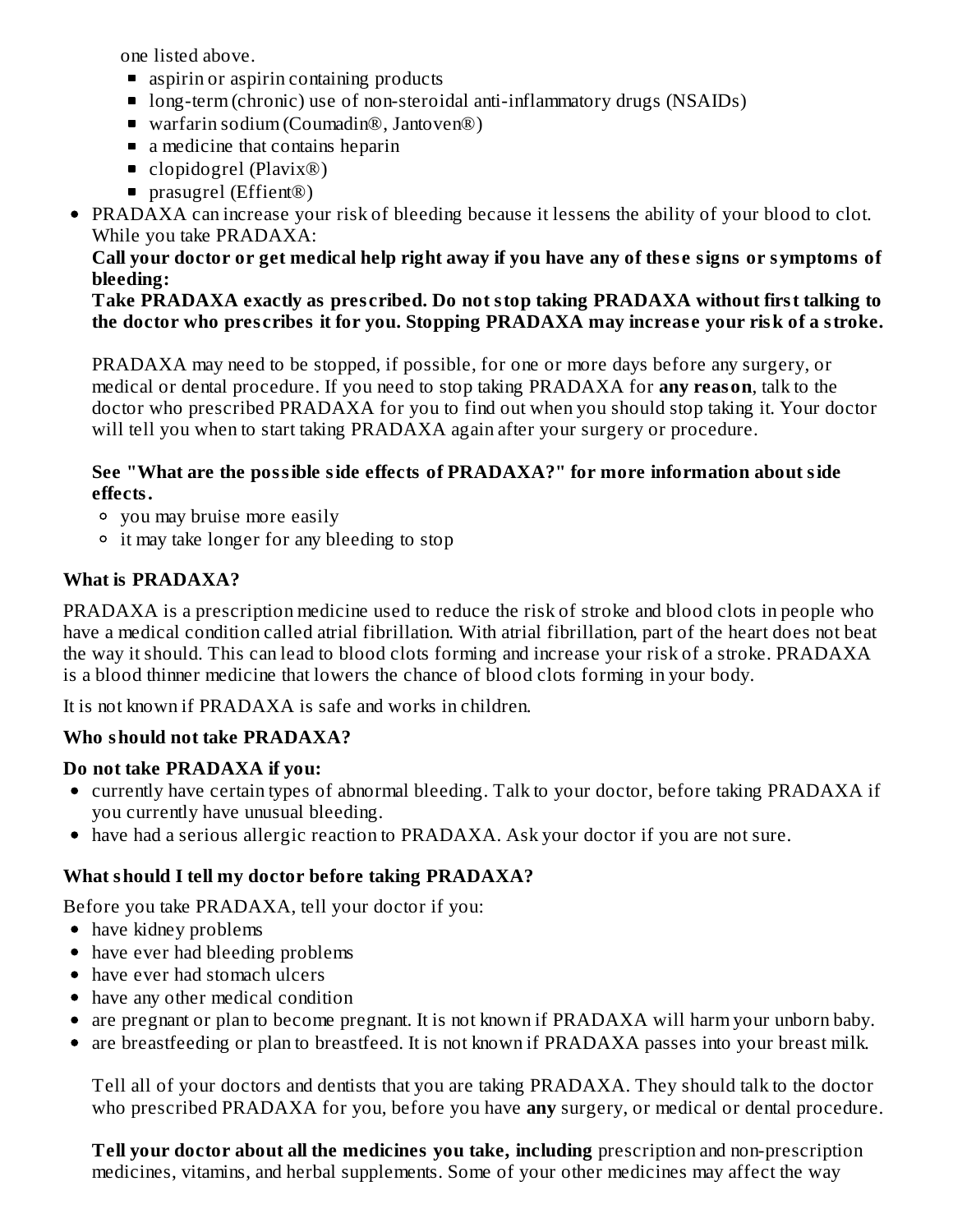one listed above.

- aspirin or aspirin containing products
- long-term (chronic) use of non-steroidal anti-inflammatory drugs (NSAIDs)
- warfarin sodium (Coumadin®, Jantoven®)
- a medicine that contains heparin
- clopidogrel (Plavix®)
- prasugrel (Effient®)

- PRADAXA can increase your risk of bleeding because it lessens the ability of your blood to clot. While you take PRADAXA:

  **Call your doctor or get medical help right away if you have any of these signs or symptoms of bleeding:**

  **Take PRADAXA exactly as prescribed. Do not stop taking PRADAXA without first talking to the doctor who prescribes it for you. Stopping PRADAXA may increase your risk of a stroke.**

  PRADAXA may need to be stopped, if possible, for one or more days before any surgery, or medical or dental procedure. If you need to stop taking PRADAXA for **any reason**, talk to the doctor who prescribed PRADAXA for you to find out when you should stop taking it. Your doctor will tell you when to start taking PRADAXA again after your surgery or procedure.

  **See "What are the possible side effects of PRADAXA?" for more information about side effects.**

  - you may bruise more easily
  - it may take longer for any bleeding to stop

**What is PRADAXA?**

PRADAXA is a prescription medicine used to reduce the risk of stroke and blood clots in people who have a medical condition called atrial fibrillation. With atrial fibrillation, part of the heart does not beat the way it should. This can lead to blood clots forming and increase your risk of a stroke. PRADAXA is a blood thinner medicine that lowers the chance of blood clots forming in your body.

It is not known if PRADAXA is safe and works in children.

**Who should not take PRADAXA?**

**Do not take PRADAXA if you:**

- currently have certain types of abnormal bleeding. Talk to your doctor, before taking PRADAXA if you currently have unusual bleeding.
- have had a serious allergic reaction to PRADAXA. Ask your doctor if you are not sure.

**What should I tell my doctor before taking PRADAXA?**

Before you take PRADAXA, tell your doctor if you:

- have kidney problems
- have ever had bleeding problems
- have ever had stomach ulcers
- have any other medical condition
- are pregnant or plan to become pregnant. It is not known if PRADAXA will harm your unborn baby.
- are breastfeeding or plan to breastfeed. It is not known if PRADAXA passes into your breast milk.

  Tell all of your doctors and dentists that you are taking PRADAXA. They should talk to the doctor who prescribed PRADAXA for you, before you have **any** surgery, or medical or dental procedure.

  **Tell your doctor about all the medicines you take, including** prescription and non-prescription medicines, vitamins, and herbal supplements. Some of your other medicines may affect the way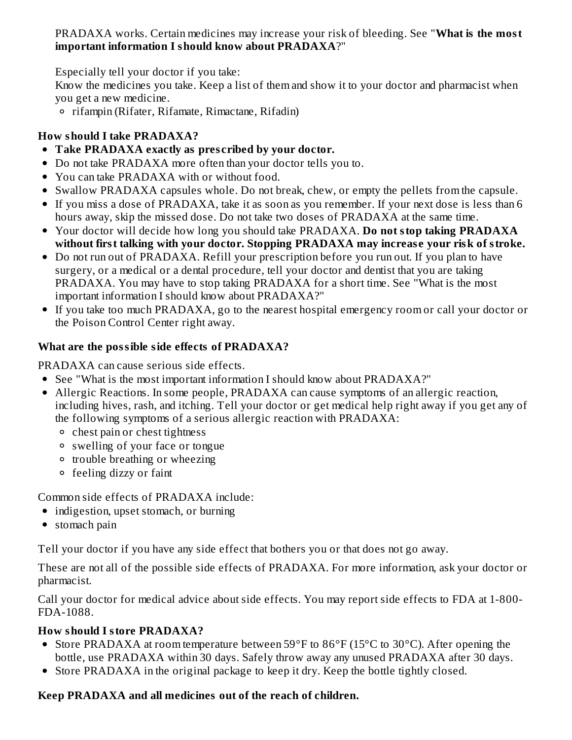PRADAXA works. Certain medicines may increase your risk of bleeding. See "**What is the most important information I should know about PRADAXA**?"

Especially tell your doctor if you take:
Know the medicines you take. Keep a list of them and show it to your doctor and pharmacist when you get a new medicine.

- rifampin (Rifater, Rifamate, Rimactane, Rifadin)

**How should I take PRADAXA?**

- **Take PRADAXA exactly as prescribed by your doctor.**
- Do not take PRADAXA more often than your doctor tells you to.
- You can take PRADAXA with or without food.
- Swallow PRADAXA capsules whole. Do not break, chew, or empty the pellets from the capsule.
- If you miss a dose of PRADAXA, take it as soon as you remember. If your next dose is less than 6 hours away, skip the missed dose. Do not take two doses of PRADAXA at the same time.
- Your doctor will decide how long you should take PRADAXA. **Do not stop taking PRADAXA without first talking with your doctor. Stopping PRADAXA may increase your risk of stroke.**
- Do not run out of PRADAXA. Refill your prescription before you run out. If you plan to have surgery, or a medical or a dental procedure, tell your doctor and dentist that you are taking PRADAXA. You may have to stop taking PRADAXA for a short time. See "What is the most important information I should know about PRADAXA?"
- If you take too much PRADAXA, go to the nearest hospital emergency room or call your doctor or the Poison Control Center right away.

**What are the possible side effects of PRADAXA?**

PRADAXA can cause serious side effects.

- See "What is the most important information I should know about PRADAXA?"
- Allergic Reactions. In some people, PRADAXA can cause symptoms of an allergic reaction, including hives, rash, and itching. Tell your doctor or get medical help right away if you get any of the following symptoms of a serious allergic reaction with PRADAXA:
  - chest pain or chest tightness
  - swelling of your face or tongue
  - trouble breathing or wheezing
  - feeling dizzy or faint

Common side effects of PRADAXA include:

- indigestion, upset stomach, or burning
- stomach pain

Tell your doctor if you have any side effect that bothers you or that does not go away.

These are not all of the possible side effects of PRADAXA. For more information, ask your doctor or pharmacist.

Call your doctor for medical advice about side effects. You may report side effects to FDA at 1-800-FDA-1088.

**How should I store PRADAXA?**

- Store PRADAXA at room temperature between 59°F to 86°F (15°C to 30°C). After opening the bottle, use PRADAXA within 30 days. Safely throw away any unused PRADAXA after 30 days.
- Store PRADAXA in the original package to keep it dry. Keep the bottle tightly closed.

**Keep PRADAXA and all medicines out of the reach of children.**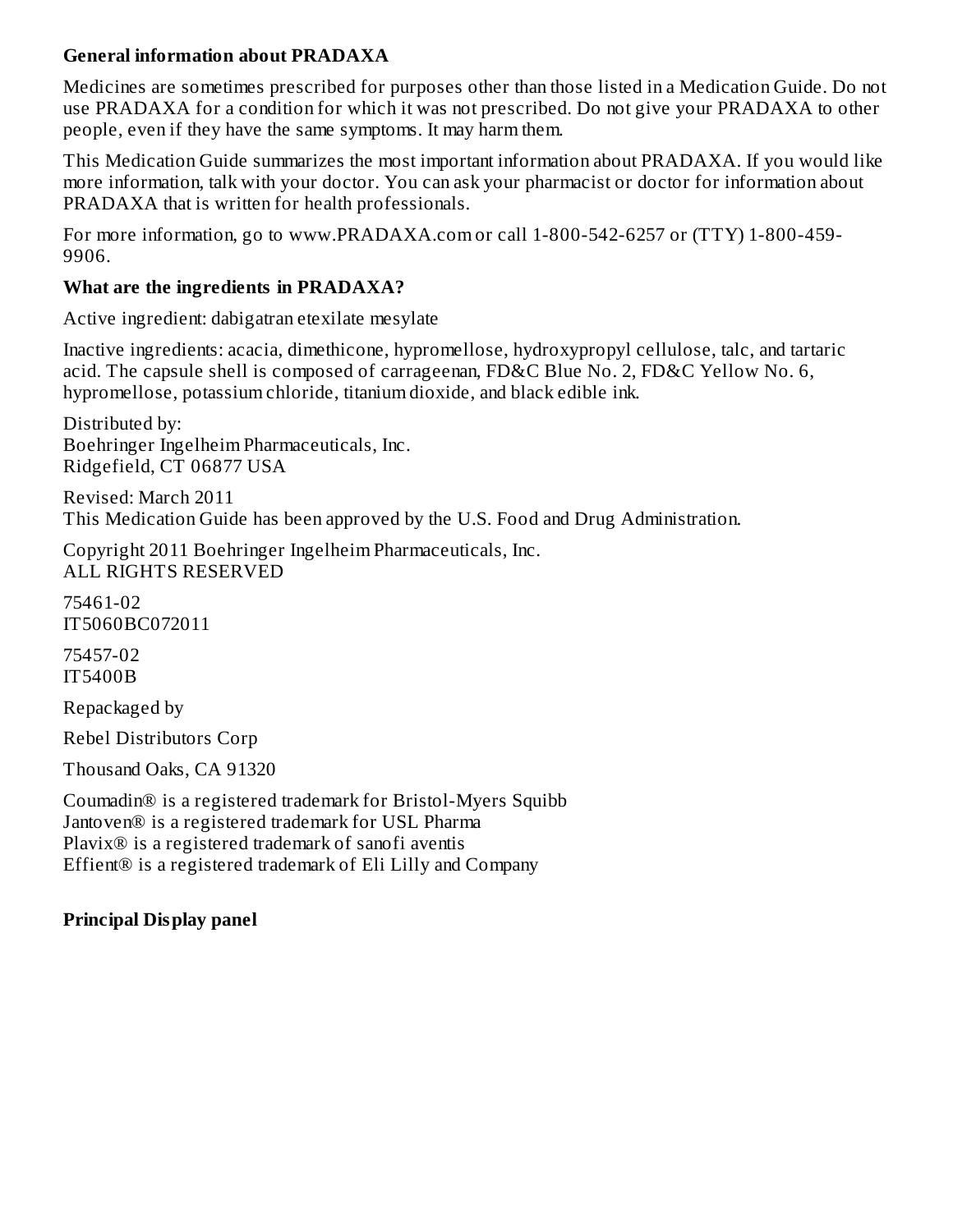### General information about PRADAXA

Medicines are sometimes prescribed for purposes other than those listed in a Medication Guide. Do not use PRADAXA for a condition for which it was not prescribed. Do not give your PRADAXA to other people, even if they have the same symptoms. It may harm them.

This Medication Guide summarizes the most important information about PRADAXA. If you would like more information, talk with your doctor. You can ask your pharmacist or doctor for information about PRADAXA that is written for health professionals.

For more information, go to www.PRADAXA.com or call 1-800-542-6257 or (TTY) 1-800-459-9906.

### What are the ingredients in PRADAXA?

Active ingredient: dabigatran etexilate mesylate

Inactive ingredients: acacia, dimethicone, hypromellose, hydroxypropyl cellulose, talc, and tartaric acid. The capsule shell is composed of carrageenan, FD&C Blue No. 2, FD&C Yellow No. 6, hypromellose, potassium chloride, titanium dioxide, and black edible ink.

Distributed by:
Boehringer Ingelheim Pharmaceuticals, Inc.
Ridgefield, CT 06877 USA

Revised: March 2011
This Medication Guide has been approved by the U.S. Food and Drug Administration.

Copyright 2011 Boehringer Ingelheim Pharmaceuticals, Inc.
ALL RIGHTS RESERVED

75461-02
IT5060BC072011

75457-02
IT5400B

Repackaged by

Rebel Distributors Corp

Thousand Oaks, CA 91320

Coumadin® is a registered trademark for Bristol-Myers Squibb
Jantoven® is a registered trademark for USL Pharma
Plavix® is a registered trademark of sanofi aventis
Effient® is a registered trademark of Eli Lilly and Company

### Principal Display panel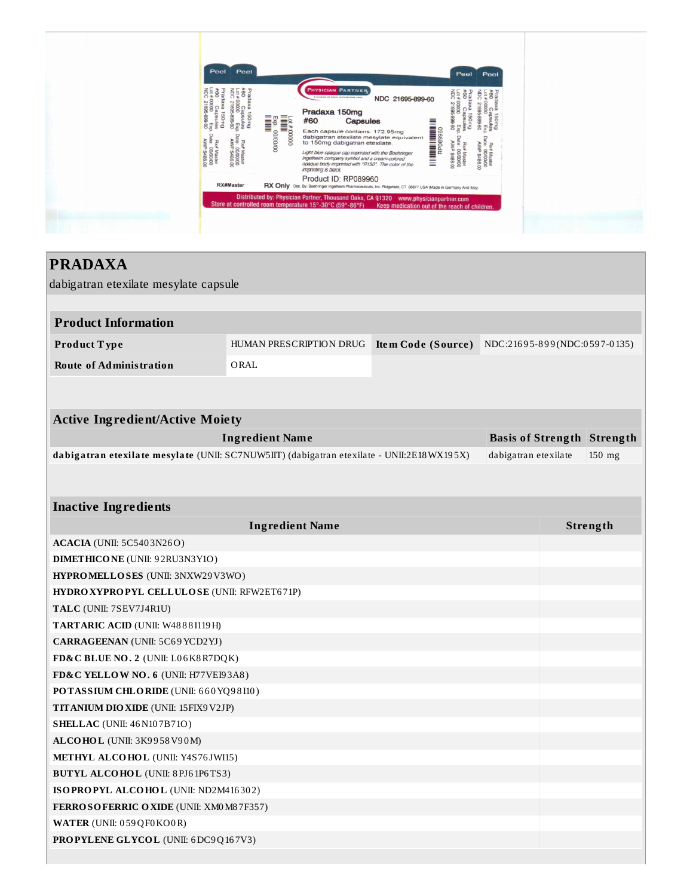Peel Peel Peel Peel

PHYSICIAN PARTNER

NDC 21695-899-60

Pradaxa 150mg
#60 Capsules

Each capsule contains: 172.95mg dabigatran etexilate mesylate equivalent to 150mg dabigatran etexilate.

*Light blue opaque cap imprinted with the Boehringer Ingelheim company symbol and a cream-colored opaque body imprinted with "R150". The color of the imprinting is black.*

Product ID: RP089960

Lot #00000
Exp. 00/00/00

RP089960

Pradaxa 150mg
#60 Capsules
Lot #00000 Exp. Date: 00/00/00
NDC 21695-899-60 AWP-$486.00
Rx# Master

RX#Master RX Only Dist. By: Boehringer Ingelheim Pharmaceuticals, Inc. Ridgefield, CT 06877 USA (Made in Germany And Italy)

Distributed by: Physician Partner, Thousand Oaks, CA 91320 www.physicianpartner.com
Store at controlled room temperature 15°-30°C (59°-86°F) Keep medication out of the reach of children.

# PRADAXA

dabigatran etexilate mesylate capsule

| Product Information | | | |
|---|---|---|---|
| **Product Type** | HUMAN PRESCRIPTION DRUG | **Item Code (Source)** | NDC:21695-899(NDC:0597-0135) |
| **Route of Administration** | ORAL | | |

| Active Ingredient/Active Moiety | | |
|---|---|---|
| **Ingredient Name** | **Basis of Strength** | **Strength** |
| **dabigatran etexilate mesylate** (UNII: SC7NUW5IIT) (dabigatran etexilate - UNII:2E18WX195X) | dabigatran etexilate | 150 mg |

| Inactive Ingredients | |
|---|---|
| **Ingredient Name** | **Strength** |
| **ACACIA** (UNII: 5C5403N26O) | |
| **DIMETHICONE** (UNII: 92RU3N3Y1O) | |
| **HYPROMELLOSES** (UNII: 3NXW29V3WO) | |
| **HYDROXYPROPYL CELLULOSE** (UNII: RFW2ET671P) | |
| **TALC** (UNII: 7SEV7J4R1U) | |
| **TARTARIC ACID** (UNII: W4888I119H) | |
| **CARRAGEENAN** (UNII: 5C69YCD2YJ) | |
| **FD&C BLUE NO. 2** (UNII: L06K8R7DQK) | |
| **FD&C YELLOW NO. 6** (UNII: H77VEI93A8) | |
| **POTASSIUM CHLORIDE** (UNII: 660YQ98I10) | |
| **TITANIUM DIOXIDE** (UNII: 15FIX9V2JP) | |
| **SHELLAC** (UNII: 46N107B71O) | |
| **ALCOHOL** (UNII: 3K9958V90M) | |
| **METHYL ALCOHOL** (UNII: Y4S76JWI15) | |
| **BUTYL ALCOHOL** (UNII: 8PJ61P6TS3) | |
| **ISOPROPYL ALCOHOL** (UNII: ND2M416302) | |
| **FERROSOFERRIC OXIDE** (UNII: XM0M87F357) | |
| **WATER** (UNII: 059QF0KO0R) | |
| **PROPYLENE GLYCOL** (UNII: 6DC9Q167V3) | |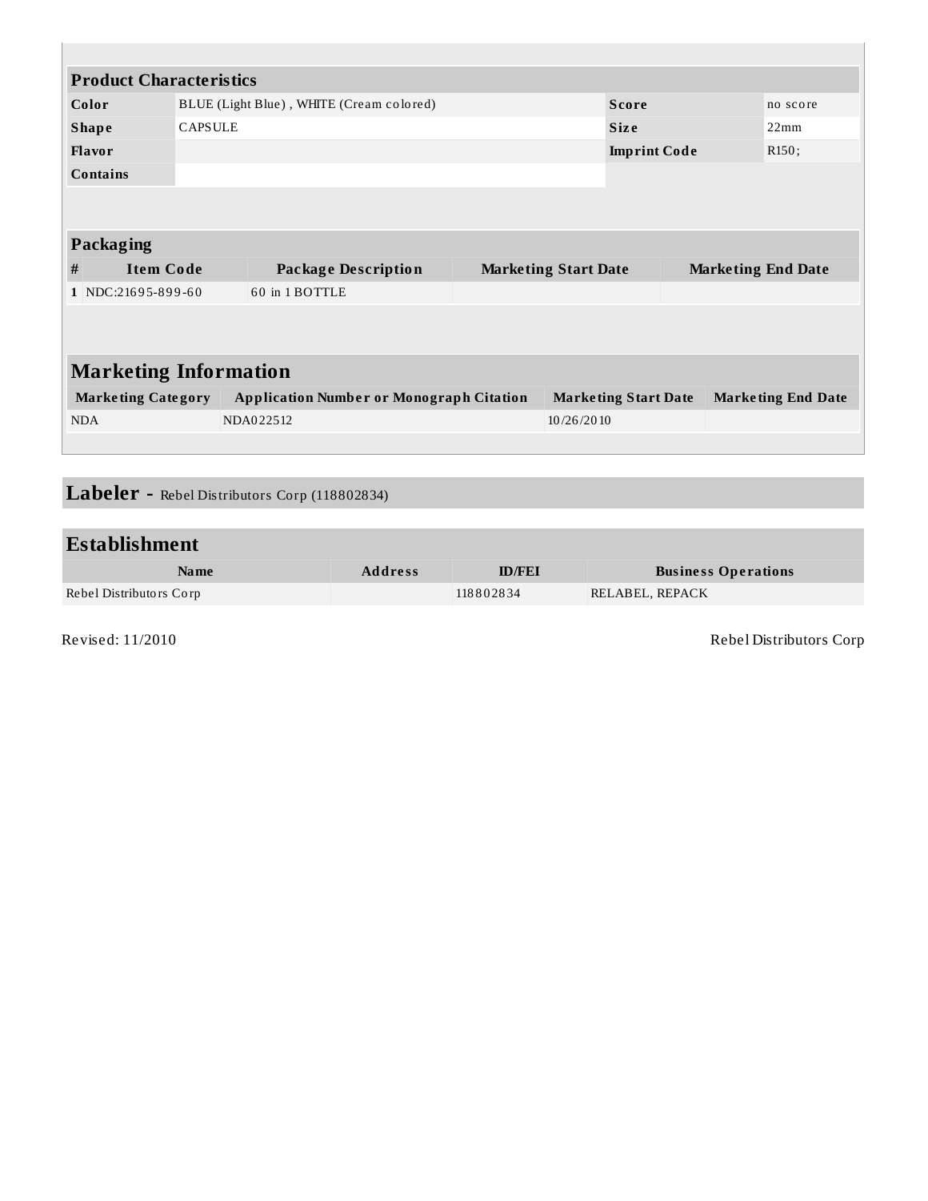| Product Characteristics | | | |
|---|---|---|---|
| **Color** | BLUE (Light Blue) , WHITE (Cream colored) | **Score** | no score |
| **Shape** | CAPSULE | **Size** | 22mm |
| **Flavor** | | **Imprint Code** | R150; |
| **Contains** | | | |

## Packaging

| # | Item Code | Package Description | Marketing Start Date | Marketing End Date |
|---|---|---|---|---|
| 1 | NDC:21695-899-60 | 60 in 1 BOTTLE | | |

## Marketing Information

| Marketing Category | Application Number or Monograph Citation | Marketing Start Date | Marketing End Date |
|---|---|---|---|
| NDA | NDA022512 | 10/26/2010 | |

## Labeler - Rebel Distributors Corp (118802834)

## Establishment

| Name | Address | ID/FEI | Business Operations |
|---|---|---|---|
| Rebel Distributors Corp | | 118802834 | RELABEL, REPACK |

Revised: 11/2010

Rebel Distributors Corp